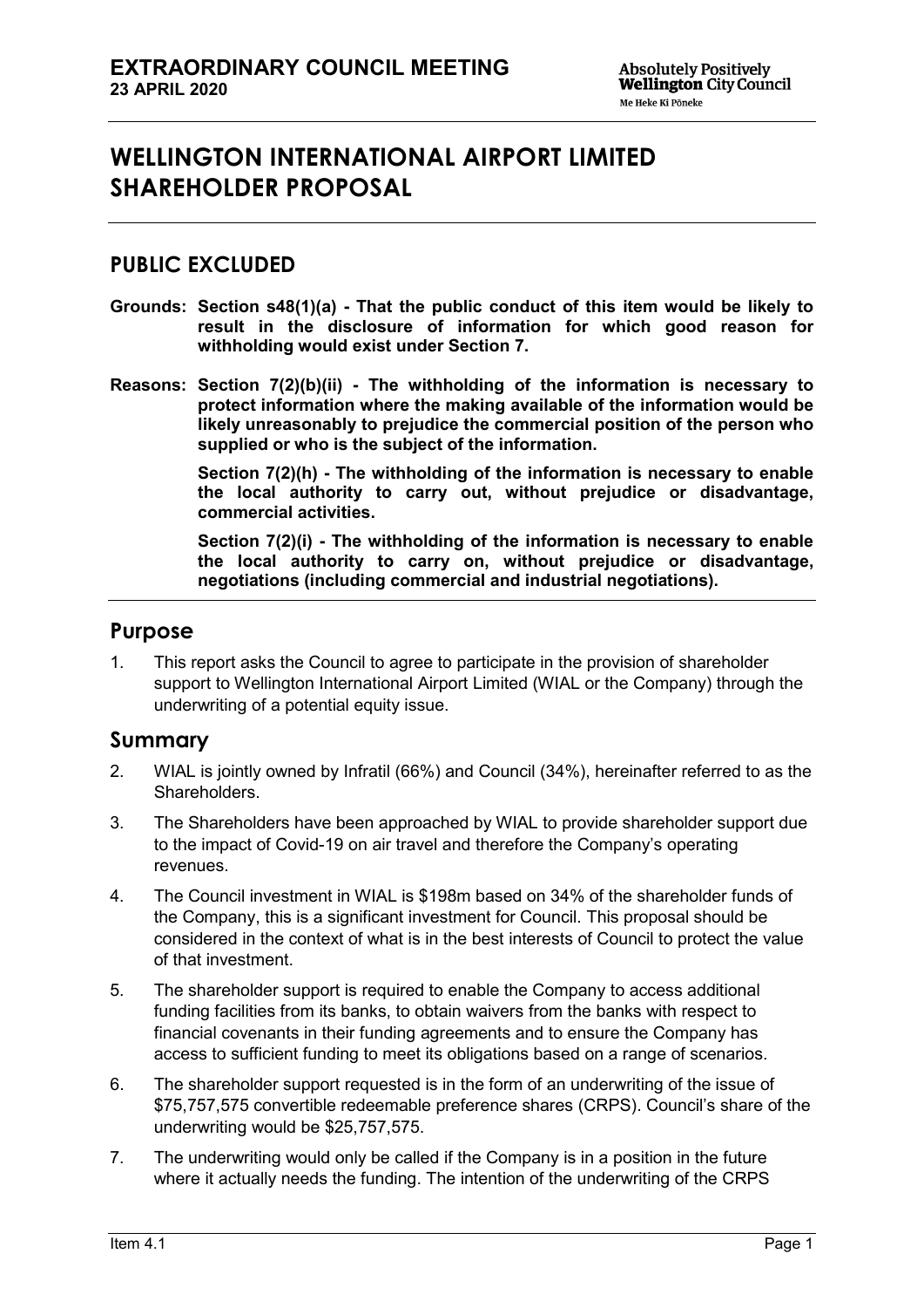**EXTRAORDINARY COUNCIL MEETING**
**23 APRIL 2020**

# WELLINGTON INTERNATIONAL AIRPORT LIMITED SHAREHOLDER PROPOSAL

## PUBLIC EXCLUDED

**Grounds: Section s48(1)(a) - That the public conduct of this item would be likely to result in the disclosure of information for which good reason for withholding would exist under Section 7.**

**Reasons: Section 7(2)(b)(ii) - The withholding of the information is necessary to protect information where the making available of the information would be likely unreasonably to prejudice the commercial position of the person who supplied or who is the subject of the information.**

**Section 7(2)(h) - The withholding of the information is necessary to enable the local authority to carry out, without prejudice or disadvantage, commercial activities.**

**Section 7(2)(i) - The withholding of the information is necessary to enable the local authority to carry on, without prejudice or disadvantage, negotiations (including commercial and industrial negotiations).**

## Purpose

1. This report asks the Council to agree to participate in the provision of shareholder support to Wellington International Airport Limited (WIAL or the Company) through the underwriting of a potential equity issue.

## Summary

2. WIAL is jointly owned by Infratil (66%) and Council (34%), hereinafter referred to as the Shareholders.
3. The Shareholders have been approached by WIAL to provide shareholder support due to the impact of Covid-19 on air travel and therefore the Company's operating revenues.
4. The Council investment in WIAL is $198m based on 34% of the shareholder funds of the Company, this is a significant investment for Council. This proposal should be considered in the context of what is in the best interests of Council to protect the value of that investment.
5. The shareholder support is required to enable the Company to access additional funding facilities from its banks, to obtain waivers from the banks with respect to financial covenants in their funding agreements and to ensure the Company has access to sufficient funding to meet its obligations based on a range of scenarios.
6. The shareholder support requested is in the form of an underwriting of the issue of $75,757,575 convertible redeemable preference shares (CRPS). Council's share of the underwriting would be $25,757,575.
7. The underwriting would only be called if the Company is in a position in the future where it actually needs the funding. The intention of the underwriting of the CRPS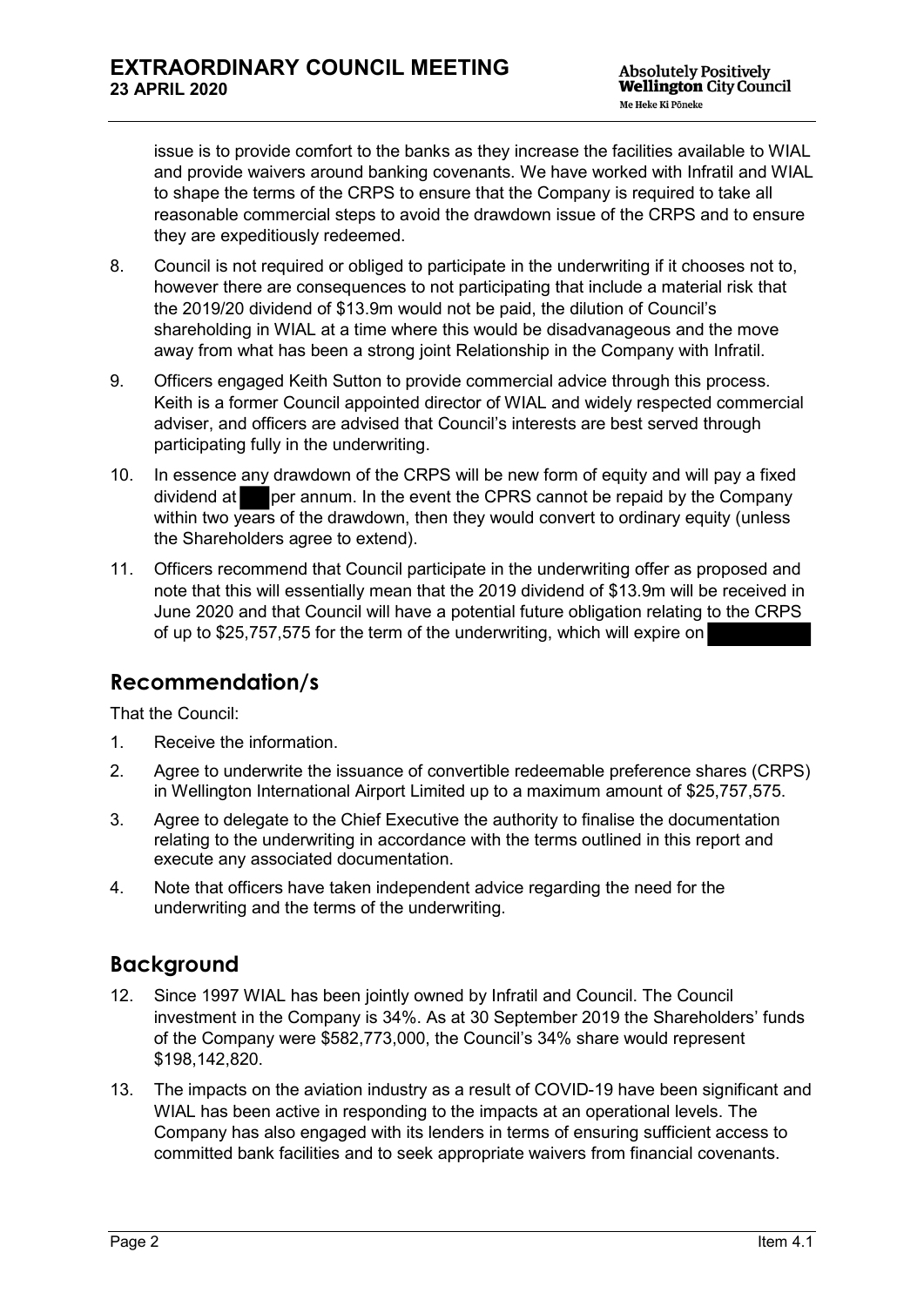issue is to provide comfort to the banks as they increase the facilities available to WIAL and provide waivers around banking covenants. We have worked with Infratil and WIAL to shape the terms of the CRPS to ensure that the Company is required to take all reasonable commercial steps to avoid the drawdown issue of the CRPS and to ensure they are expeditiously redeemed.

8. Council is not required or obliged to participate in the underwriting if it chooses not to, however there are consequences to not participating that include a material risk that the 2019/20 dividend of $13.9m would not be paid, the dilution of Council's shareholding in WIAL at a time where this would be disadvanageous and the move away from what has been a strong joint Relationship in the Company with Infratil.

9. Officers engaged Keith Sutton to provide commercial advice through this process. Keith is a former Council appointed director of WIAL and widely respected commercial adviser, and officers are advised that Council's interests are best served through participating fully in the underwriting.

10. In essence any drawdown of the CRPS will be new form of equity and will pay a fixed dividend at ███ per annum. In the event the CPRS cannot be repaid by the Company within two years of the drawdown, then they would convert to ordinary equity (unless the Shareholders agree to extend).

11. Officers recommend that Council participate in the underwriting offer as proposed and note that this will essentially mean that the 2019 dividend of $13.9m will be received in June 2020 and that Council will have a potential future obligation relating to the CRPS of up to $25,757,575 for the term of the underwriting, which will expire on ███

## Recommendation/s

That the Council:

1. Receive the information.
2. Agree to underwrite the issuance of convertible redeemable preference shares (CRPS) in Wellington International Airport Limited up to a maximum amount of $25,757,575.
3. Agree to delegate to the Chief Executive the authority to finalise the documentation relating to the underwriting in accordance with the terms outlined in this report and execute any associated documentation.
4. Note that officers have taken independent advice regarding the need for the underwriting and the terms of the underwriting.

## Background

12. Since 1997 WIAL has been jointly owned by Infratil and Council. The Council investment in the Company is 34%. As at 30 September 2019 the Shareholders' funds of the Company were $582,773,000, the Council's 34% share would represent $198,142,820.

13. The impacts on the aviation industry as a result of COVID-19 have been significant and WIAL has been active in responding to the impacts at an operational levels. The Company has also engaged with its lenders in terms of ensuring sufficient access to committed bank facilities and to seek appropriate waivers from financial covenants.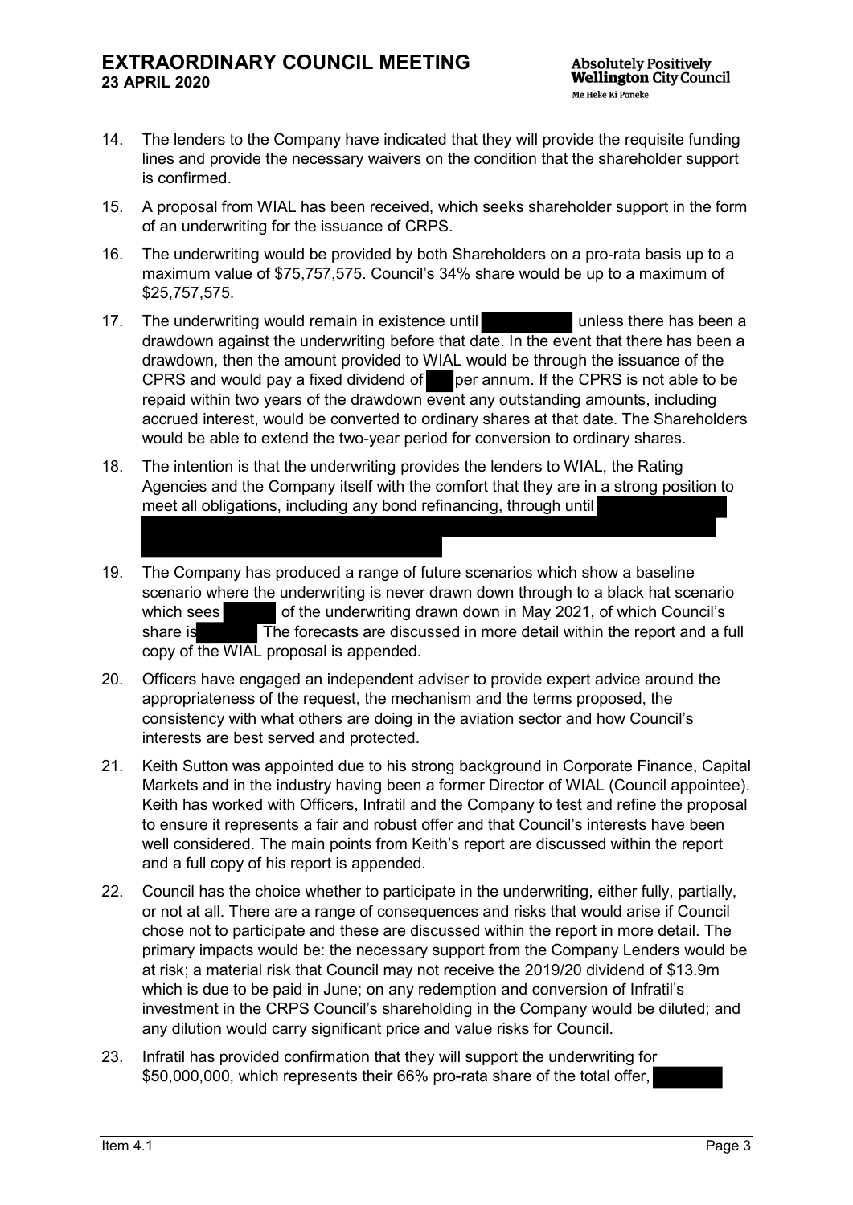14. The lenders to the Company have indicated that they will provide the requisite funding lines and provide the necessary waivers on the condition that the shareholder support is confirmed.

15. A proposal from WIAL has been received, which seeks shareholder support in the form of an underwriting for the issuance of CRPS.

16. The underwriting would be provided by both Shareholders on a pro-rata basis up to a maximum value of $75,757,575. Council's 34% share would be up to a maximum of $25,757,575.

17. The underwriting would remain in existence until unless there has been a drawdown against the underwriting before that date. In the event that there has been a drawdown, then the amount provided to WIAL would be through the issuance of the CPRS and would pay a fixed dividend of per annum. If the CPRS is not able to be repaid within two years of the drawdown event any outstanding amounts, including accrued interest, would be converted to ordinary shares at that date. The Shareholders would be able to extend the two-year period for conversion to ordinary shares.

18. The intention is that the underwriting provides the lenders to WIAL, the Rating Agencies and the Company itself with the comfort that they are in a strong position to meet all obligations, including any bond refinancing, through until

19. The Company has produced a range of future scenarios which show a baseline scenario where the underwriting is never drawn down through to a black hat scenario which sees of the underwriting drawn down in May 2021, of which Council's share is The forecasts are discussed in more detail within the report and a full copy of the WIAL proposal is appended.

20. Officers have engaged an independent adviser to provide expert advice around the appropriateness of the request, the mechanism and the terms proposed, the consistency with what others are doing in the aviation sector and how Council's interests are best served and protected.

21. Keith Sutton was appointed due to his strong background in Corporate Finance, Capital Markets and in the industry having been a former Director of WIAL (Council appointee). Keith has worked with Officers, Infratil and the Company to test and refine the proposal to ensure it represents a fair and robust offer and that Council's interests have been well considered. The main points from Keith's report are discussed within the report and a full copy of his report is appended.

22. Council has the choice whether to participate in the underwriting, either fully, partially, or not at all. There are a range of consequences and risks that would arise if Council chose not to participate and these are discussed within the report in more detail. The primary impacts would be: the necessary support from the Company Lenders would be at risk; a material risk that Council may not receive the 2019/20 dividend of $13.9m which is due to be paid in June; on any redemption and conversion of Infratil's investment in the CRPS Council's shareholding in the Company would be diluted; and any dilution would carry significant price and value risks for Council.

23. Infratil has provided confirmation that they will support the underwriting for $50,000,000, which represents their 66% pro-rata share of the total offer,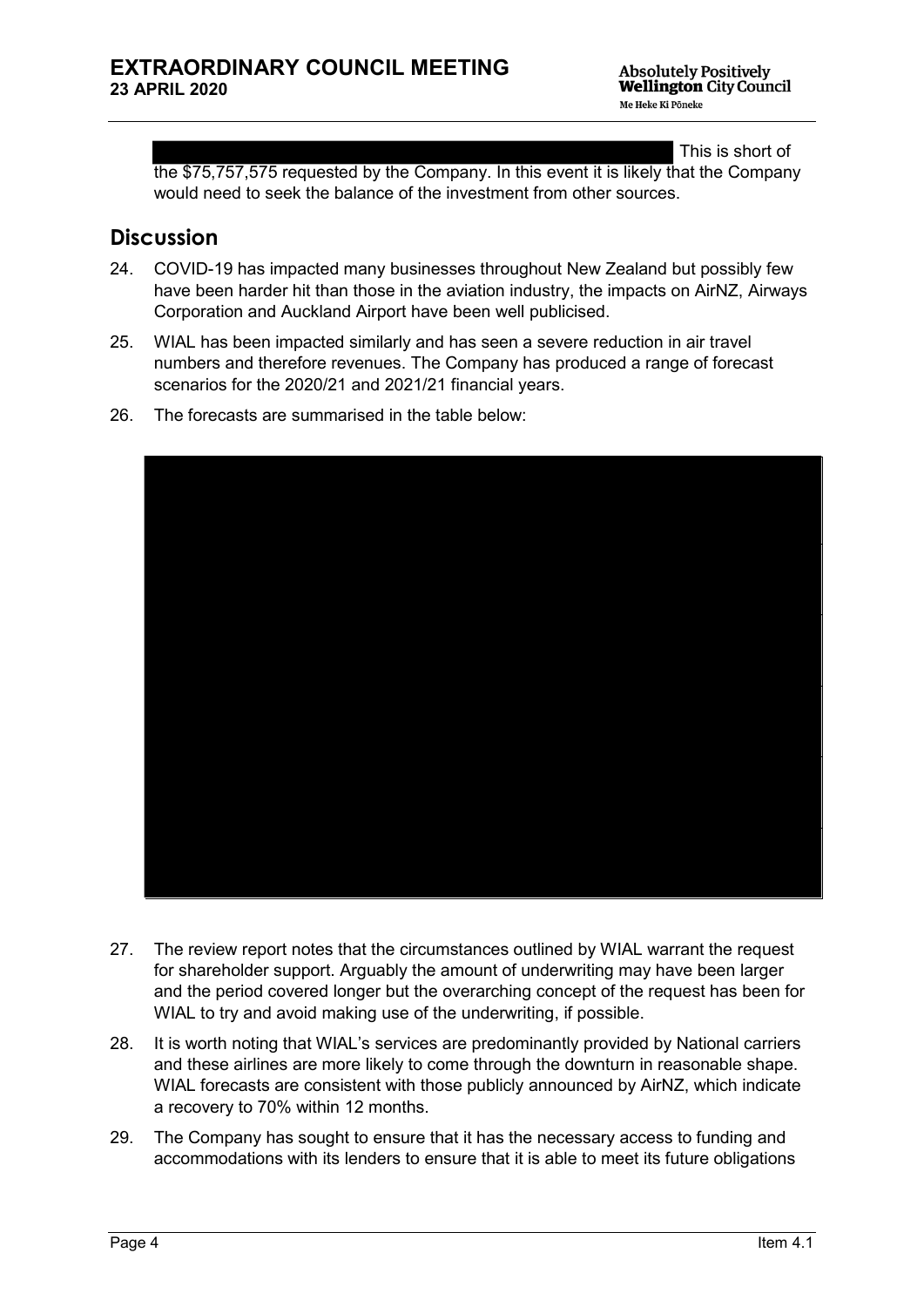This is short of the $75,757,575 requested by the Company. In this event it is likely that the Company would need to seek the balance of the investment from other sources.

## Discussion

24. COVID-19 has impacted many businesses throughout New Zealand but possibly few have been harder hit than those in the aviation industry, the impacts on AirNZ, Airways Corporation and Auckland Airport have been well publicised.

25. WIAL has been impacted similarly and has seen a severe reduction in air travel numbers and therefore revenues. The Company has produced a range of forecast scenarios for the 2020/21 and 2021/21 financial years.

26. The forecasts are summarised in the table below:

27. The review report notes that the circumstances outlined by WIAL warrant the request for shareholder support. Arguably the amount of underwriting may have been larger and the period covered longer but the overarching concept of the request has been for WIAL to try and avoid making use of the underwriting, if possible.

28. It is worth noting that WIAL's services are predominantly provided by National carriers and these airlines are more likely to come through the downturn in reasonable shape. WIAL forecasts are consistent with those publicly announced by AirNZ, which indicate a recovery to 70% within 12 months.

29. The Company has sought to ensure that it has the necessary access to funding and accommodations with its lenders to ensure that it is able to meet its future obligations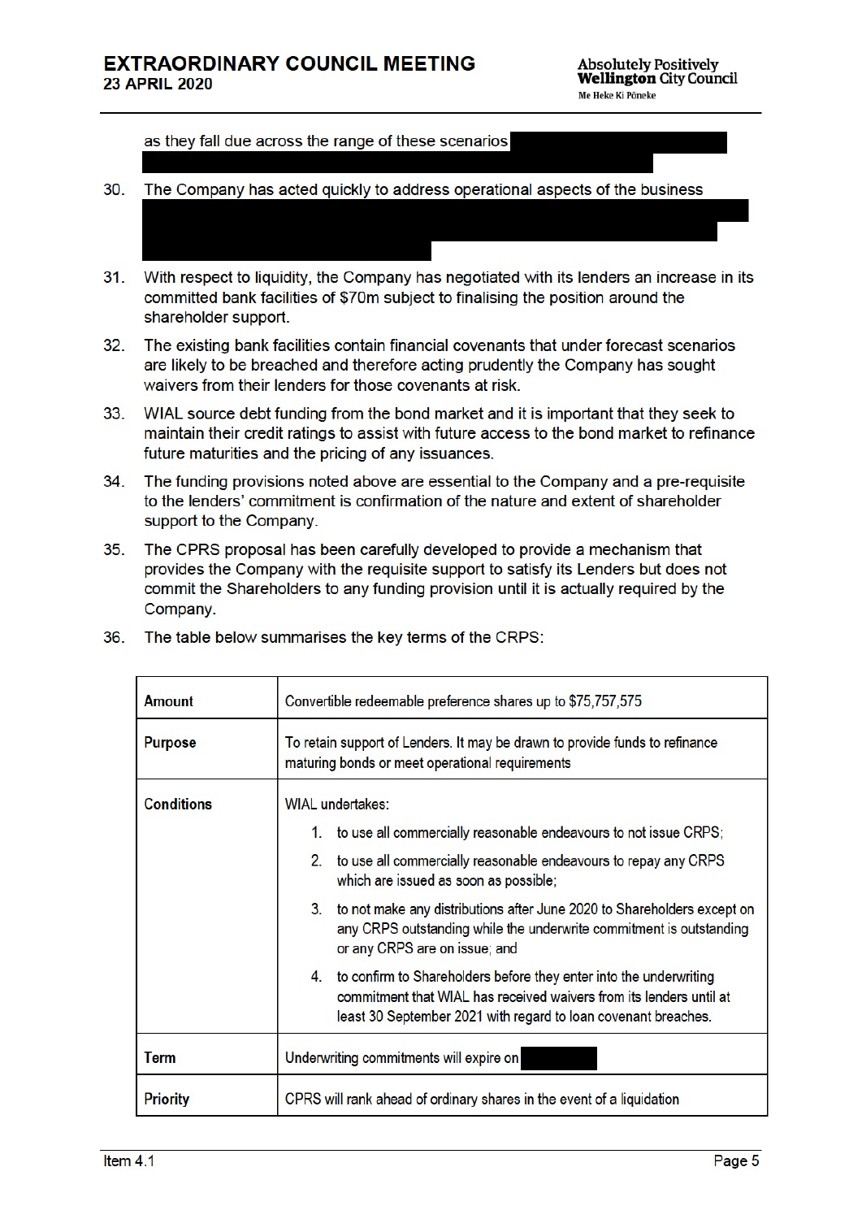as they fall due across the range of these scenarios

30. The Company has acted quickly to address operational aspects of the business

31. With respect to liquidity, the Company has negotiated with its lenders an increase in its committed bank facilities of $70m subject to finalising the position around the shareholder support.

32. The existing bank facilities contain financial covenants that under forecast scenarios are likely to be breached and therefore acting prudently the Company has sought waivers from their lenders for those covenants at risk.

33. WIAL source debt funding from the bond market and it is important that they seek to maintain their credit ratings to assist with future access to the bond market to refinance future maturities and the pricing of any issuances.

34. The funding provisions noted above are essential to the Company and a pre-requisite to the lenders' commitment is confirmation of the nature and extent of shareholder support to the Company.

35. The CPRS proposal has been carefully developed to provide a mechanism that provides the Company with the requisite support to satisfy its Lenders but does not commit the Shareholders to any funding provision until it is actually required by the Company.

36. The table below summarises the key terms of the CRPS:

| | |
|---|---|
| **Amount** | Convertible redeemable preference shares up to $75,757,575 |
| **Purpose** | To retain support of Lenders. It may be drawn to provide funds to refinance maturing bonds or meet operational requirements |
| **Conditions** | WIAL undertakes:<br>1. to use all commercially reasonable endeavours to not issue CRPS;<br>2. to use all commercially reasonable endeavours to repay any CRPS which are issued as soon as possible;<br>3. to not make any distributions after June 2020 to Shareholders except on any CRPS outstanding while the underwrite commitment is outstanding or any CRPS are on issue; and<br>4. to confirm to Shareholders before they enter into the underwriting commitment that WIAL has received waivers from its lenders until at least 30 September 2021 with regard to loan covenant breaches. |
| **Term** | Underwriting commitments will expire on |
| **Priority** | CPRS will rank ahead of ordinary shares in the event of a liquidation |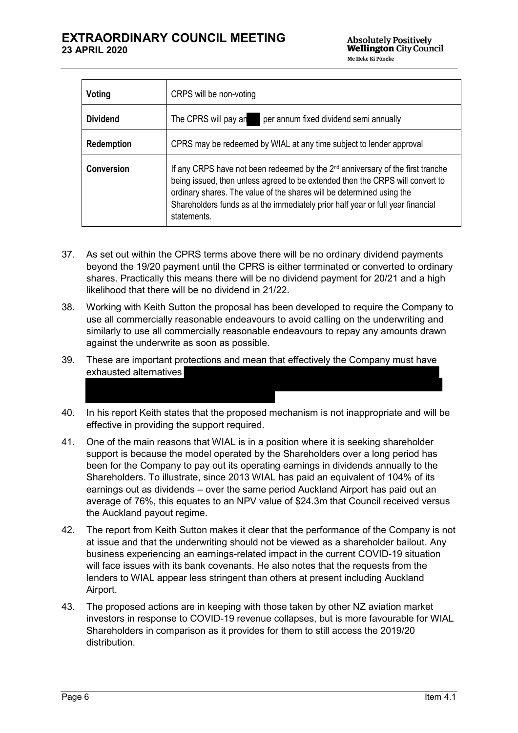| Voting | CRPS will be non-voting |
|---|---|
| **Dividend** | The CRPS will pay an per annum fixed dividend semi annually |
| **Redemption** | CRPS may be redeemed by WIAL at any time subject to lender approval |
| **Conversion** | If any CRPS have not been redeemed by the 2nd anniversary of the first tranche being issued, then unless agreed to be extended then the CRPS will convert to ordinary shares. The value of the shares will be determined using the Shareholders funds as at the immediately prior half year or full year financial statements. |

37. As set out within the CPRS terms above there will be no ordinary dividend payments beyond the 19/20 payment until the CPRS is either terminated or converted to ordinary shares. Practically this means there will be no dividend payment for 20/21 and a high likelihood that there will be no dividend in 21/22.

38. Working with Keith Sutton the proposal has been developed to require the Company to use all commercially reasonable endeavours to avoid calling on the underwriting and similarly to use all commercially reasonable endeavours to repay any amounts drawn against the underwrite as soon as possible.

39. These are important protections and mean that effectively the Company must have exhausted alternatives

40. In his report Keith states that the proposed mechanism is not inappropriate and will be effective in providing the support required.

41. One of the main reasons that WIAL is in a position where it is seeking shareholder support is because the model operated by the Shareholders over a long period has been for the Company to pay out its operating earnings in dividends annually to the Shareholders. To illustrate, since 2013 WIAL has paid an equivalent of 104% of its earnings out as dividends – over the same period Auckland Airport has paid out an average of 76%, this equates to an NPV value of $24.3m that Council received versus the Auckland payout regime.

42. The report from Keith Sutton makes it clear that the performance of the Company is not at issue and that the underwriting should not be viewed as a shareholder bailout. Any business experiencing an earnings-related impact in the current COVID-19 situation will face issues with its bank covenants. He also notes that the requests from the lenders to WIAL appear less stringent than others at present including Auckland Airport.

43. The proposed actions are in keeping with those taken by other NZ aviation market investors in response to COVID-19 revenue collapses, but is more favourable for WIAL Shareholders in comparison as it provides for them to still access the 2019/20 distribution.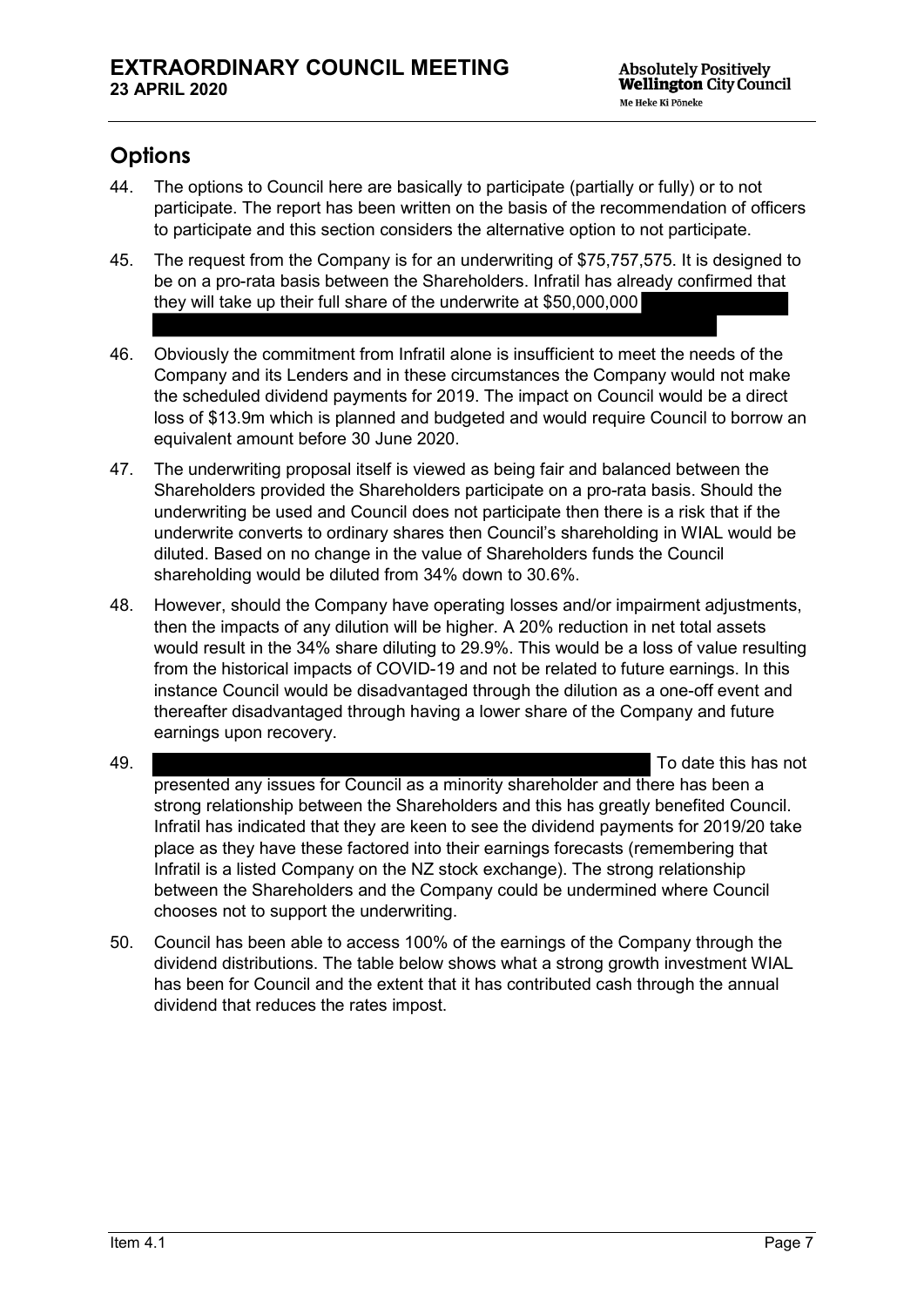## Options

44. The options to Council here are basically to participate (partially or fully) or to not participate. The report has been written on the basis of the recommendation of officers to participate and this section considers the alternative option to not participate.

45. The request from the Company is for an underwriting of $75,757,575. It is designed to be on a pro-rata basis between the Shareholders. Infratil has already confirmed that they will take up their full share of the underwrite at $50,000,000

46. Obviously the commitment from Infratil alone is insufficient to meet the needs of the Company and its Lenders and in these circumstances the Company would not make the scheduled dividend payments for 2019. The impact on Council would be a direct loss of $13.9m which is planned and budgeted and would require Council to borrow an equivalent amount before 30 June 2020.

47. The underwriting proposal itself is viewed as being fair and balanced between the Shareholders provided the Shareholders participate on a pro-rata basis. Should the underwriting be used and Council does not participate then there is a risk that if the underwrite converts to ordinary shares then Council's shareholding in WIAL would be diluted. Based on no change in the value of Shareholders funds the Council shareholding would be diluted from 34% down to 30.6%.

48. However, should the Company have operating losses and/or impairment adjustments, then the impacts of any dilution will be higher. A 20% reduction in net total assets would result in the 34% share diluting to 29.9%. This would be a loss of value resulting from the historical impacts of COVID-19 and not be related to future earnings. In this instance Council would be disadvantaged through the dilution as a one-off event and thereafter disadvantaged through having a lower share of the Company and future earnings upon recovery.

49. To date this has not presented any issues for Council as a minority shareholder and there has been a strong relationship between the Shareholders and this has greatly benefited Council. Infratil has indicated that they are keen to see the dividend payments for 2019/20 take place as they have these factored into their earnings forecasts (remembering that Infratil is a listed Company on the NZ stock exchange). The strong relationship between the Shareholders and the Company could be undermined where Council chooses not to support the underwriting.

50. Council has been able to access 100% of the earnings of the Company through the dividend distributions. The table below shows what a strong growth investment WIAL has been for Council and the extent that it has contributed cash through the annual dividend that reduces the rates impost.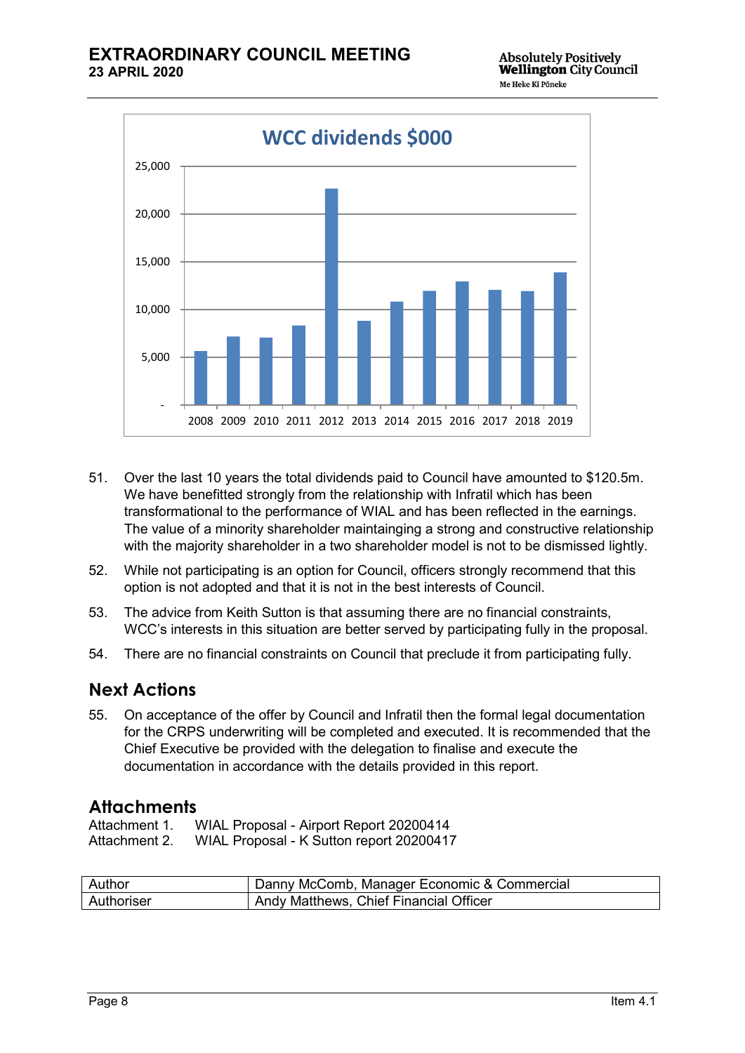WCC dividends $000

| Year | Dividends ($000) |
|---|---|
| 2008 | ~5,600 |
| 2009 | ~7,100 |
| 2010 | ~7,000 |
| 2011 | ~8,200 |
| 2012 | ~22,600 |
| 2013 | ~8,700 |
| 2014 | ~10,800 |
| 2015 | ~11,900 |
| 2016 | ~12,900 |
| 2017 | ~12,000 |
| 2018 | ~11,900 |
| 2019 | ~13,800 |

51. Over the last 10 years the total dividends paid to Council have amounted to $120.5m. We have benefitted strongly from the relationship with Infratil which has been transformational to the performance of WIAL and has been reflected in the earnings. The value of a minority shareholder maintainging a strong and constructive relationship with the majority shareholder in a two shareholder model is not to be dismissed lightly.

52. While not participating is an option for Council, officers strongly recommend that this option is not adopted and that it is not in the best interests of Council.

53. The advice from Keith Sutton is that assuming there are no financial constraints, WCC's interests in this situation are better served by participating fully in the proposal.

54. There are no financial constraints on Council that preclude it from participating fully.

## Next Actions

55. On acceptance of the offer by Council and Infratil then the formal legal documentation for the CRPS underwriting will be completed and executed. It is recommended that the Chief Executive be provided with the delegation to finalise and execute the documentation in accordance with the details provided in this report.

## Attachments

Attachment 1. WIAL Proposal - Airport Report 20200414
Attachment 2. WIAL Proposal - K Sutton report 20200417

| Author | Danny McComb, Manager Economic & Commercial |
|---|---|
| Authoriser | Andy Matthews, Chief Financial Officer |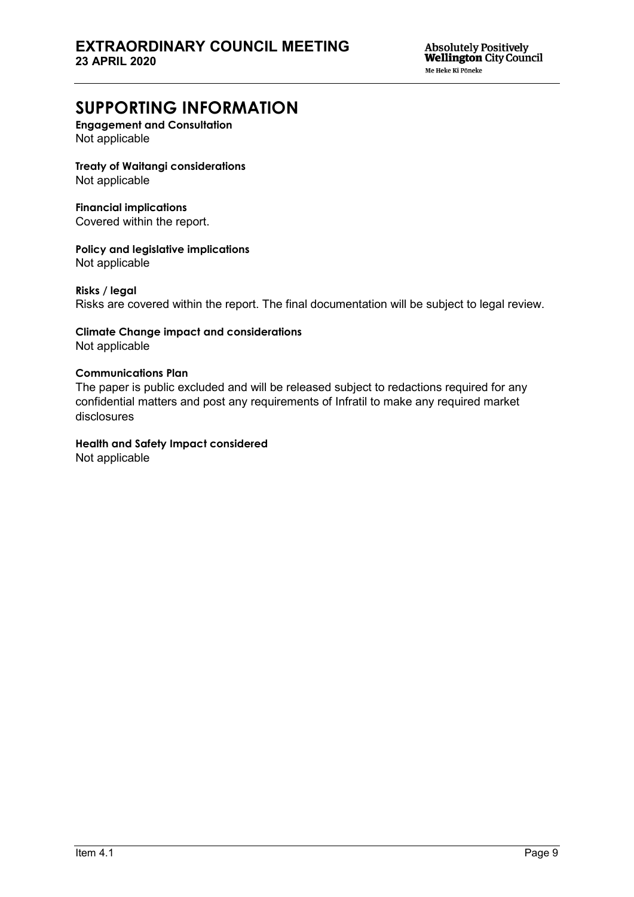# SUPPORTING INFORMATION

**Engagement and Consultation**
Not applicable

**Treaty of Waitangi considerations**
Not applicable

**Financial implications**
Covered within the report.

**Policy and legislative implications**
Not applicable

**Risks / legal**
Risks are covered within the report. The final documentation will be subject to legal review.

**Climate Change impact and considerations**
Not applicable

**Communications Plan**
The paper is public excluded and will be released subject to redactions required for any confidential matters and post any requirements of Infratil to make any required market disclosures

**Health and Safety Impact considered**
Not applicable